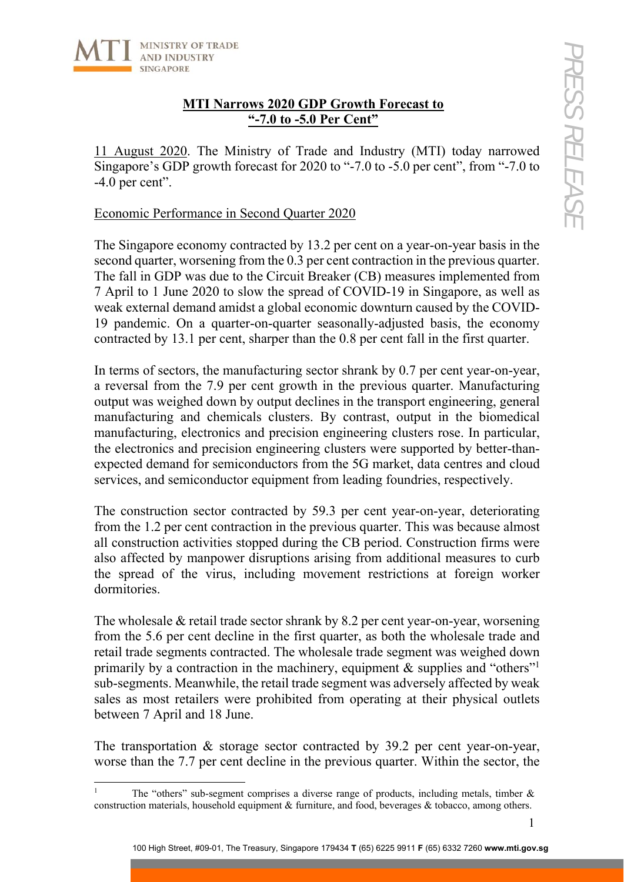## MTI Narrows 2020 GDP Growth Forecast to "-7.0 to -5.0 Per Cent"

11 August 2020. The Ministry of Trade and Industry (MTI) today narrowed Singapore's GDP growth forecast for 2020 to "-7.0 to -5.0 per cent", from "-7.0 to -4.0 per cent".

### Economic Performance in Second Quarter 2020

The Singapore economy contracted by 13.2 per cent on a year-on-year basis in the second quarter, worsening from the 0.3 per cent contraction in the previous quarter. The fall in GDP was due to the Circuit Breaker (CB) measures implemented from 7 April to 1 June 2020 to slow the spread of COVID-19 in Singapore, as well as weak external demand amidst a global economic downturn caused by the COVID-19 pandemic. On a quarter-on-quarter seasonally-adjusted basis, the economy contracted by 13.1 per cent, sharper than the 0.8 per cent fall in the first quarter.

In terms of sectors, the manufacturing sector shrank by 0.7 per cent year-on-year, a reversal from the 7.9 per cent growth in the previous quarter. Manufacturing output was weighed down by output declines in the transport engineering, general manufacturing and chemicals clusters. By contrast, output in the biomedical manufacturing, electronics and precision engineering clusters rose. In particular, the electronics and precision engineering clusters were supported by better-than-expected demand for semiconductors from the 5G market, data centres and cloud services, and semiconductor equipment from leading foundries, respectively.

The construction sector contracted by 59.3 per cent year-on-year, deteriorating from the 1.2 per cent contraction in the previous quarter. This was because almost all construction activities stopped during the CB period. Construction firms were also affected by manpower disruptions arising from additional measures to curb the spread of the virus, including movement restrictions at foreign worker dormitories.

The wholesale & retail trade sector shrank by 8.2 per cent year-on-year, worsening from the 5.6 per cent decline in the first quarter, as both the wholesale trade and retail trade segments contracted. The wholesale trade segment was weighed down primarily by a contraction in the machinery, equipment & supplies and "others"[1] sub-segments. Meanwhile, the retail trade segment was adversely affected by weak sales as most retailers were prohibited from operating at their physical outlets between 7 April and 18 June.

The transportation & storage sector contracted by 39.2 per cent year-on-year, worse than the 7.7 per cent decline in the previous quarter. Within the sector, the

[1] The "others" sub-segment comprises a diverse range of products, including metals, timber & construction materials, household equipment & furniture, and food, beverages & tobacco, among others.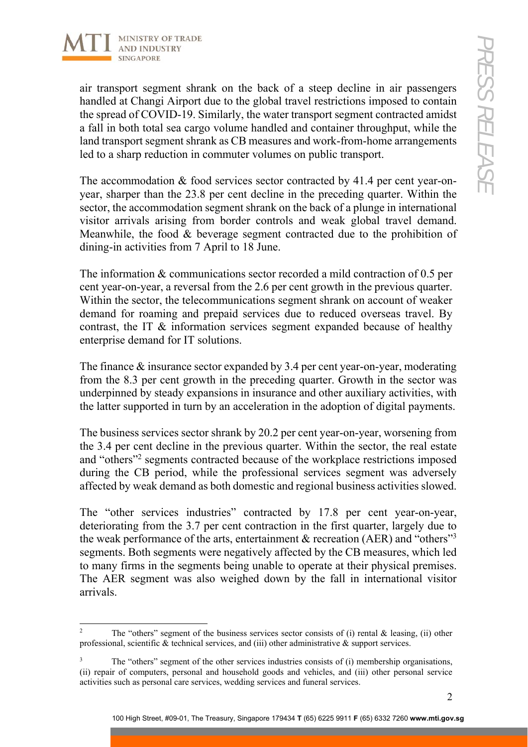air transport segment shrank on the back of a steep decline in air passengers handled at Changi Airport due to the global travel restrictions imposed to contain the spread of COVID-19. Similarly, the water transport segment contracted amidst a fall in both total sea cargo volume handled and container throughput, while the land transport segment shrank as CB measures and work-from-home arrangements led to a sharp reduction in commuter volumes on public transport.

The accommodation & food services sector contracted by 41.4 per cent year-on-year, sharper than the 23.8 per cent decline in the preceding quarter. Within the sector, the accommodation segment shrank on the back of a plunge in international visitor arrivals arising from border controls and weak global travel demand. Meanwhile, the food & beverage segment contracted due to the prohibition of dining-in activities from 7 April to 18 June.

The information & communications sector recorded a mild contraction of 0.5 per cent year-on-year, a reversal from the 2.6 per cent growth in the previous quarter. Within the sector, the telecommunications segment shrank on account of weaker demand for roaming and prepaid services due to reduced overseas travel. By contrast, the IT & information services segment expanded because of healthy enterprise demand for IT solutions.

The finance & insurance sector expanded by 3.4 per cent year-on-year, moderating from the 8.3 per cent growth in the preceding quarter. Growth in the sector was underpinned by steady expansions in insurance and other auxiliary activities, with the latter supported in turn by an acceleration in the adoption of digital payments.

The business services sector shrank by 20.2 per cent year-on-year, worsening from the 3.4 per cent decline in the previous quarter. Within the sector, the real estate and "others"[2] segments contracted because of the workplace restrictions imposed during the CB period, while the professional services segment was adversely affected by weak demand as both domestic and regional business activities slowed.

The "other services industries" contracted by 17.8 per cent year-on-year, deteriorating from the 3.7 per cent contraction in the first quarter, largely due to the weak performance of the arts, entertainment & recreation (AER) and "others"[3] segments. Both segments were negatively affected by the CB measures, which led to many firms in the segments being unable to operate at their physical premises. The AER segment was also weighed down by the fall in international visitor arrivals.

---

[2] The "others" segment of the business services sector consists of (i) rental & leasing, (ii) other professional, scientific & technical services, and (iii) other administrative & support services.

[3] The "others" segment of the other services industries consists of (i) membership organisations, (ii) repair of computers, personal and household goods and vehicles, and (iii) other personal service activities such as personal care services, wedding services and funeral services.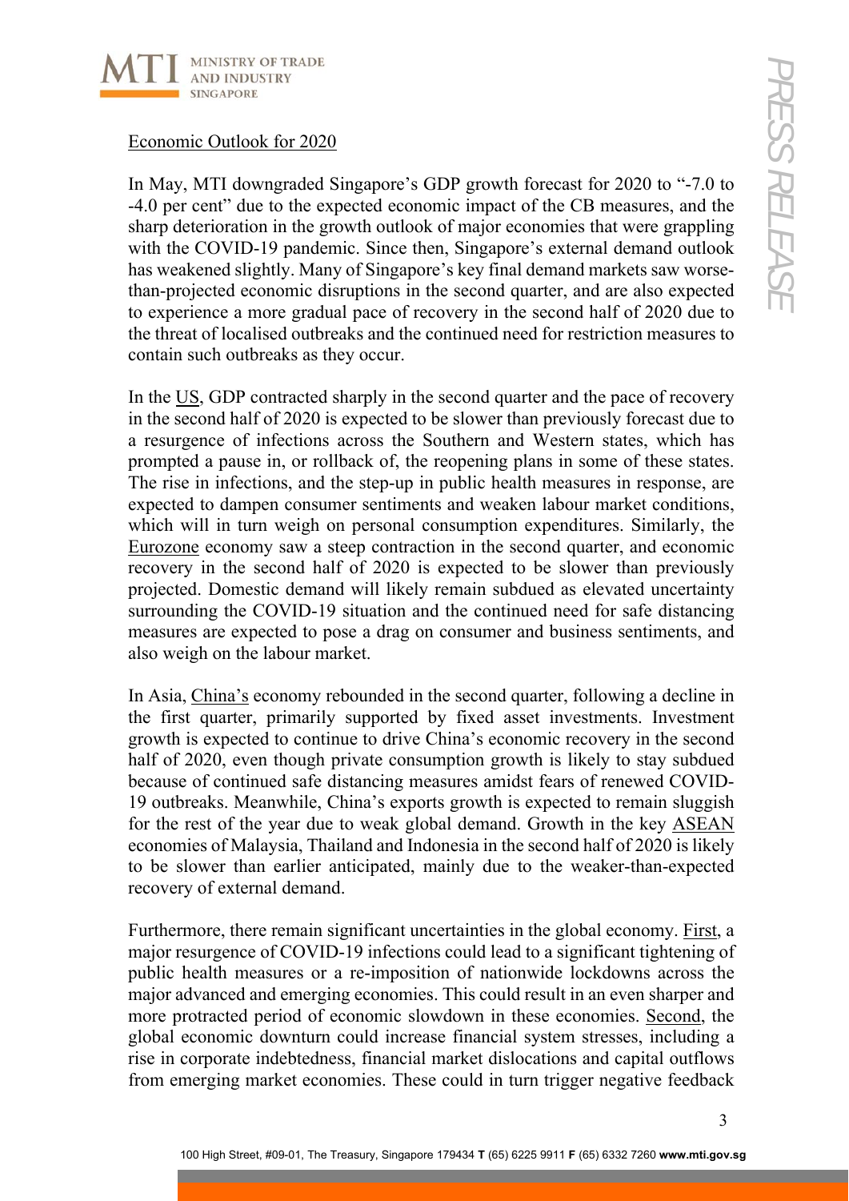Economic Outlook for 2020

In May, MTI downgraded Singapore's GDP growth forecast for 2020 to "-7.0 to -4.0 per cent" due to the expected economic impact of the CB measures, and the sharp deterioration in the growth outlook of major economies that were grappling with the COVID-19 pandemic. Since then, Singapore's external demand outlook has weakened slightly. Many of Singapore's key final demand markets saw worse-than-projected economic disruptions in the second quarter, and are also expected to experience a more gradual pace of recovery in the second half of 2020 due to the threat of localised outbreaks and the continued need for restriction measures to contain such outbreaks as they occur.

In the US, GDP contracted sharply in the second quarter and the pace of recovery in the second half of 2020 is expected to be slower than previously forecast due to a resurgence of infections across the Southern and Western states, which has prompted a pause in, or rollback of, the reopening plans in some of these states. The rise in infections, and the step-up in public health measures in response, are expected to dampen consumer sentiments and weaken labour market conditions, which will in turn weigh on personal consumption expenditures. Similarly, the Eurozone economy saw a steep contraction in the second quarter, and economic recovery in the second half of 2020 is expected to be slower than previously projected. Domestic demand will likely remain subdued as elevated uncertainty surrounding the COVID-19 situation and the continued need for safe distancing measures are expected to pose a drag on consumer and business sentiments, and also weigh on the labour market.

In Asia, China's economy rebounded in the second quarter, following a decline in the first quarter, primarily supported by fixed asset investments. Investment growth is expected to continue to drive China's economic recovery in the second half of 2020, even though private consumption growth is likely to stay subdued because of continued safe distancing measures amidst fears of renewed COVID-19 outbreaks. Meanwhile, China's exports growth is expected to remain sluggish for the rest of the year due to weak global demand. Growth in the key ASEAN economies of Malaysia, Thailand and Indonesia in the second half of 2020 is likely to be slower than earlier anticipated, mainly due to the weaker-than-expected recovery of external demand.

Furthermore, there remain significant uncertainties in the global economy. First, a major resurgence of COVID-19 infections could lead to a significant tightening of public health measures or a re-imposition of nationwide lockdowns across the major advanced and emerging economies. This could result in an even sharper and more protracted period of economic slowdown in these economies. Second, the global economic downturn could increase financial system stresses, including a rise in corporate indebtedness, financial market dislocations and capital outflows from emerging market economies. These could in turn trigger negative feedback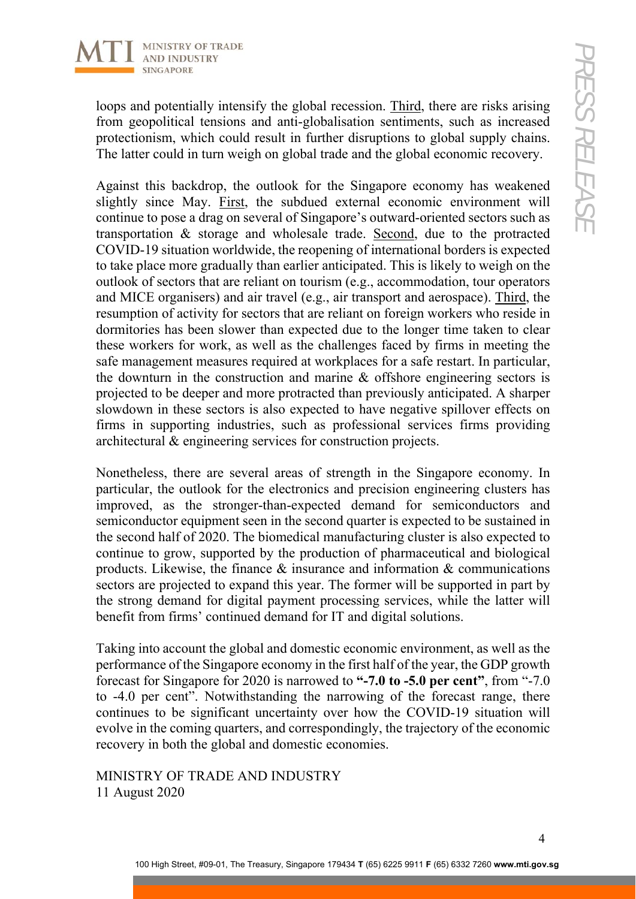loops and potentially intensify the global recession. Third, there are risks arising from geopolitical tensions and anti-globalisation sentiments, such as increased protectionism, which could result in further disruptions to global supply chains. The latter could in turn weigh on global trade and the global economic recovery.

Against this backdrop, the outlook for the Singapore economy has weakened slightly since May. First, the subdued external economic environment will continue to pose a drag on several of Singapore's outward-oriented sectors such as transportation & storage and wholesale trade. Second, due to the protracted COVID-19 situation worldwide, the reopening of international borders is expected to take place more gradually than earlier anticipated. This is likely to weigh on the outlook of sectors that are reliant on tourism (e.g., accommodation, tour operators and MICE organisers) and air travel (e.g., air transport and aerospace). Third, the resumption of activity for sectors that are reliant on foreign workers who reside in dormitories has been slower than expected due to the longer time taken to clear these workers for work, as well as the challenges faced by firms in meeting the safe management measures required at workplaces for a safe restart. In particular, the downturn in the construction and marine & offshore engineering sectors is projected to be deeper and more protracted than previously anticipated. A sharper slowdown in these sectors is also expected to have negative spillover effects on firms in supporting industries, such as professional services firms providing architectural & engineering services for construction projects.

Nonetheless, there are several areas of strength in the Singapore economy. In particular, the outlook for the electronics and precision engineering clusters has improved, as the stronger-than-expected demand for semiconductors and semiconductor equipment seen in the second quarter is expected to be sustained in the second half of 2020. The biomedical manufacturing cluster is also expected to continue to grow, supported by the production of pharmaceutical and biological products. Likewise, the finance & insurance and information & communications sectors are projected to expand this year. The former will be supported in part by the strong demand for digital payment processing services, while the latter will benefit from firms' continued demand for IT and digital solutions.

Taking into account the global and domestic economic environment, as well as the performance of the Singapore economy in the first half of the year, the GDP growth forecast for Singapore for 2020 is narrowed to **"-7.0 to -5.0 per cent"**, from "-7.0 to -4.0 per cent". Notwithstanding the narrowing of the forecast range, there continues to be significant uncertainty over how the COVID-19 situation will evolve in the coming quarters, and correspondingly, the trajectory of the economic recovery in both the global and domestic economies.

MINISTRY OF TRADE AND INDUSTRY
11 August 2020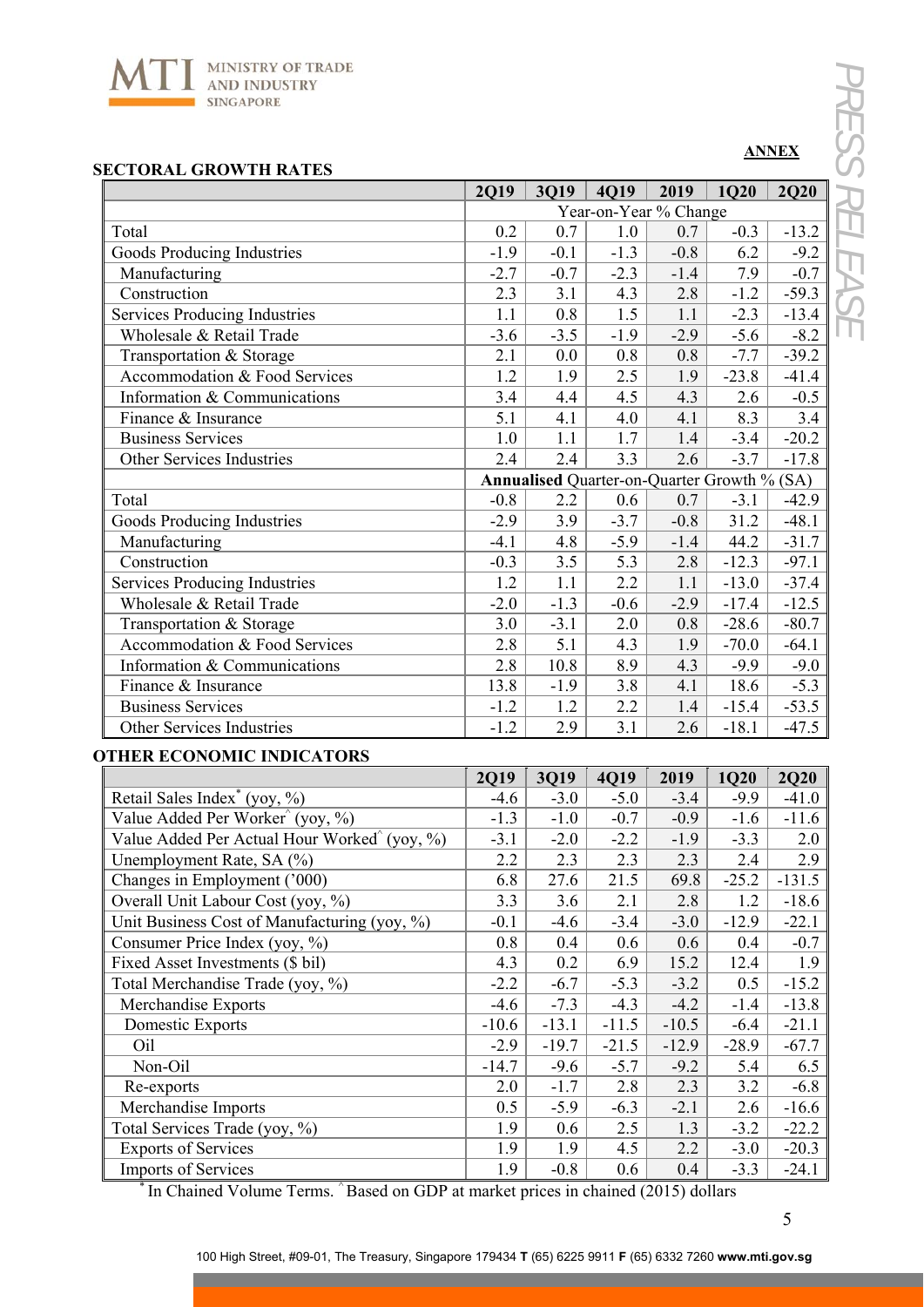**ANNEX**

**SECTORAL GROWTH RATES**

| | 2Q19 | 3Q19 | 4Q19 | 2019 | 1Q20 | 2Q20 |
|---|---|---|---|---|---|---|
| | Year-on-Year % Change | | | | | |
| Total | 0.2 | 0.7 | 1.0 | 0.7 | -0.3 | -13.2 |
| Goods Producing Industries | -1.9 | -0.1 | -1.3 | -0.8 | 6.2 | -9.2 |
| Manufacturing | -2.7 | -0.7 | -2.3 | -1.4 | 7.9 | -0.7 |
| Construction | 2.3 | 3.1 | 4.3 | 2.8 | -1.2 | -59.3 |
| Services Producing Industries | 1.1 | 0.8 | 1.5 | 1.1 | -2.3 | -13.4 |
| Wholesale & Retail Trade | -3.6 | -3.5 | -1.9 | -2.9 | -5.6 | -8.2 |
| Transportation & Storage | 2.1 | 0.0 | 0.8 | 0.8 | -7.7 | -39.2 |
| Accommodation & Food Services | 1.2 | 1.9 | 2.5 | 1.9 | -23.8 | -41.4 |
| Information & Communications | 3.4 | 4.4 | 4.5 | 4.3 | 2.6 | -0.5 |
| Finance & Insurance | 5.1 | 4.1 | 4.0 | 4.1 | 8.3 | 3.4 |
| Business Services | 1.0 | 1.1 | 1.7 | 1.4 | -3.4 | -20.2 |
| Other Services Industries | 2.4 | 2.4 | 3.3 | 2.6 | -3.7 | -17.8 |
| | **Annualised** Quarter-on-Quarter Growth % (SA) | | | | | |
| Total | -0.8 | 2.2 | 0.6 | 0.7 | -3.1 | -42.9 |
| Goods Producing Industries | -2.9 | 3.9 | -3.7 | -0.8 | 31.2 | -48.1 |
| Manufacturing | -4.1 | 4.8 | -5.9 | -1.4 | 44.2 | -31.7 |
| Construction | -0.3 | 3.5 | 5.3 | 2.8 | -12.3 | -97.1 |
| Services Producing Industries | 1.2 | 1.1 | 2.2 | 1.1 | -13.0 | -37.4 |
| Wholesale & Retail Trade | -2.0 | -1.3 | -0.6 | -2.9 | -17.4 | -12.5 |
| Transportation & Storage | 3.0 | -3.1 | 2.0 | 0.8 | -28.6 | -80.7 |
| Accommodation & Food Services | 2.8 | 5.1 | 4.3 | 1.9 | -70.0 | -64.1 |
| Information & Communications | 2.8 | 10.8 | 8.9 | 4.3 | -9.9 | -9.0 |
| Finance & Insurance | 13.8 | -1.9 | 3.8 | 4.1 | 18.6 | -5.3 |
| Business Services | -1.2 | 1.2 | 2.2 | 1.4 | -15.4 | -53.5 |
| Other Services Industries | -1.2 | 2.9 | 3.1 | 2.6 | -18.1 | -47.5 |

**OTHER ECONOMIC INDICATORS**

| | 2Q19 | 3Q19 | 4Q19 | 2019 | 1Q20 | 2Q20 |
|---|---|---|---|---|---|---|
| Retail Sales Index* (yoy, %) | -4.6 | -3.0 | -5.0 | -3.4 | -9.9 | -41.0 |
| Value Added Per Worker^ (yoy, %) | -1.3 | -1.0 | -0.7 | -0.9 | -1.6 | -11.6 |
| Value Added Per Actual Hour Worked^ (yoy, %) | -3.1 | -2.0 | -2.2 | -1.9 | -3.3 | 2.0 |
| Unemployment Rate, SA (%) | 2.2 | 2.3 | 2.3 | 2.3 | 2.4 | 2.9 |
| Changes in Employment ('000) | 6.8 | 27.6 | 21.5 | 69.8 | -25.2 | -131.5 |
| Overall Unit Labour Cost (yoy, %) | 3.3 | 3.6 | 2.1 | 2.8 | 1.2 | -18.6 |
| Unit Business Cost of Manufacturing (yoy, %) | -0.1 | -4.6 | -3.4 | -3.0 | -12.9 | -22.1 |
| Consumer Price Index (yoy, %) | 0.8 | 0.4 | 0.6 | 0.6 | 0.4 | -0.7 |
| Fixed Asset Investments ($ bil) | 4.3 | 0.2 | 6.9 | 15.2 | 12.4 | 1.9 |
| Total Merchandise Trade (yoy, %) | -2.2 | -6.7 | -5.3 | -3.2 | 0.5 | -15.2 |
| Merchandise Exports | -4.6 | -7.3 | -4.3 | -4.2 | -1.4 | -13.8 |
| Domestic Exports | -10.6 | -13.1 | -11.5 | -10.5 | -6.4 | -21.1 |
| Oil | -2.9 | -19.7 | -21.5 | -12.9 | -28.9 | -67.7 |
| Non-Oil | -14.7 | -9.6 | -5.7 | -9.2 | 5.4 | 6.5 |
| Re-exports | 2.0 | -1.7 | 2.8 | 2.3 | 3.2 | -6.8 |
| Merchandise Imports | 0.5 | -5.9 | -6.3 | -2.1 | 2.6 | -16.6 |
| Total Services Trade (yoy, %) | 1.9 | 0.6 | 2.5 | 1.3 | -3.2 | -22.2 |
| Exports of Services | 1.9 | 1.9 | 4.5 | 2.2 | -3.0 | -20.3 |
| Imports of Services | 1.9 | -0.8 | 0.6 | 0.4 | -3.3 | -24.1 |

* In Chained Volume Terms. ^ Based on GDP at market prices in chained (2015) dollars

100 High Street, #09-01, The Treasury, Singapore 179434 **T** (65) 6225 9911 **F** (65) 6332 7260 **www.mti.gov.sg**